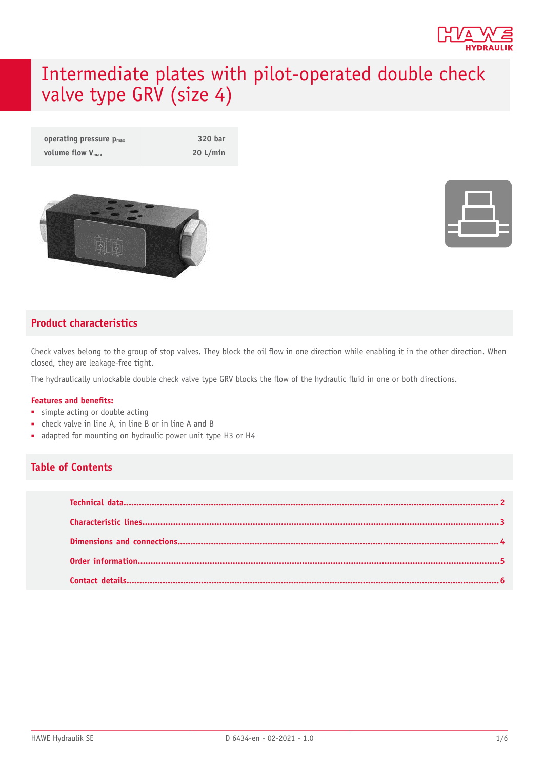# Intermediate plates with pilot-operated double check valve type GRV (size 4)

| | |
|---|---|
| operating pressure $p_{max}$ | 320 bar |
| volume flow $V_{max}$ | 20 L/min |

## Product characteristics

Check valves belong to the group of stop valves. They block the oil flow in one direction while enabling it in the other direction. When closed, they are leakage-free tight.

The hydraulically unlockable double check valve type GRV blocks the flow of the hydraulic fluid in one or both directions.

**Features and benefits:**

- simple acting or double acting
- check valve in line A, in line B or in line A and B
- adapted for mounting on hydraulic power unit type H3 or H4

## Table of Contents

- Technical data....... 2
- Characteristic lines....... 3
- Dimensions and connections....... 4
- Order information....... 5
- Contact details....... 6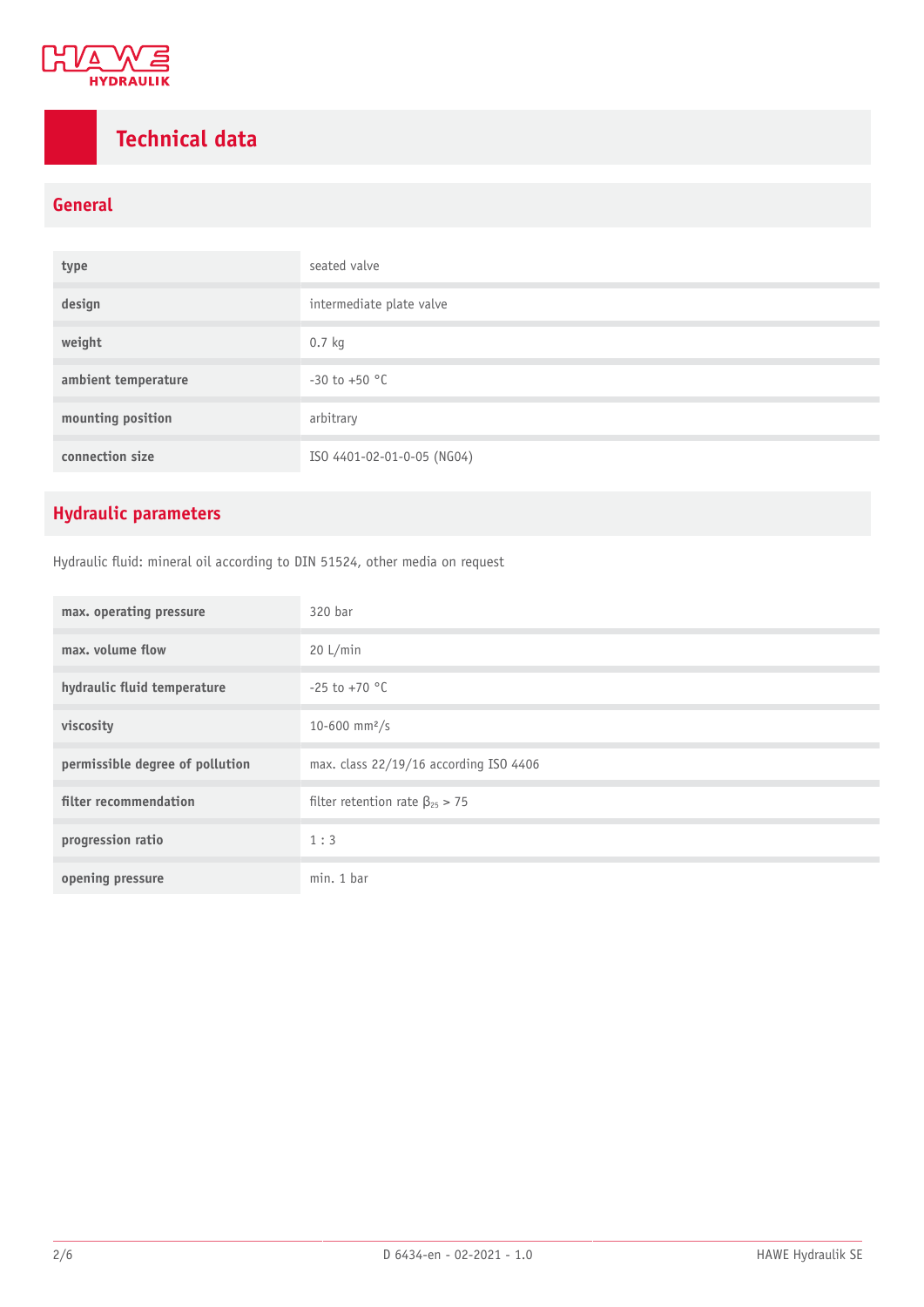# Technical data

## General

| | |
|---|---|
| type | seated valve |
| design | intermediate plate valve |
| weight | 0.7 kg |
| ambient temperature | -30 to +50 °C |
| mounting position | arbitrary |
| connection size | ISO 4401-02-01-0-05 (NG04) |

## Hydraulic parameters

Hydraulic fluid: mineral oil according to DIN 51524, other media on request

| | |
|---|---|
| max. operating pressure | 320 bar |
| max. volume flow | 20 L/min |
| hydraulic fluid temperature | -25 to +70 °C |
| viscosity | 10-600 mm²/s |
| permissible degree of pollution | max. class 22/19/16 according ISO 4406 |
| filter recommendation | filter retention rate $\beta_{25} > 75$ |
| progression ratio | 1 : 3 |
| opening pressure | min. 1 bar |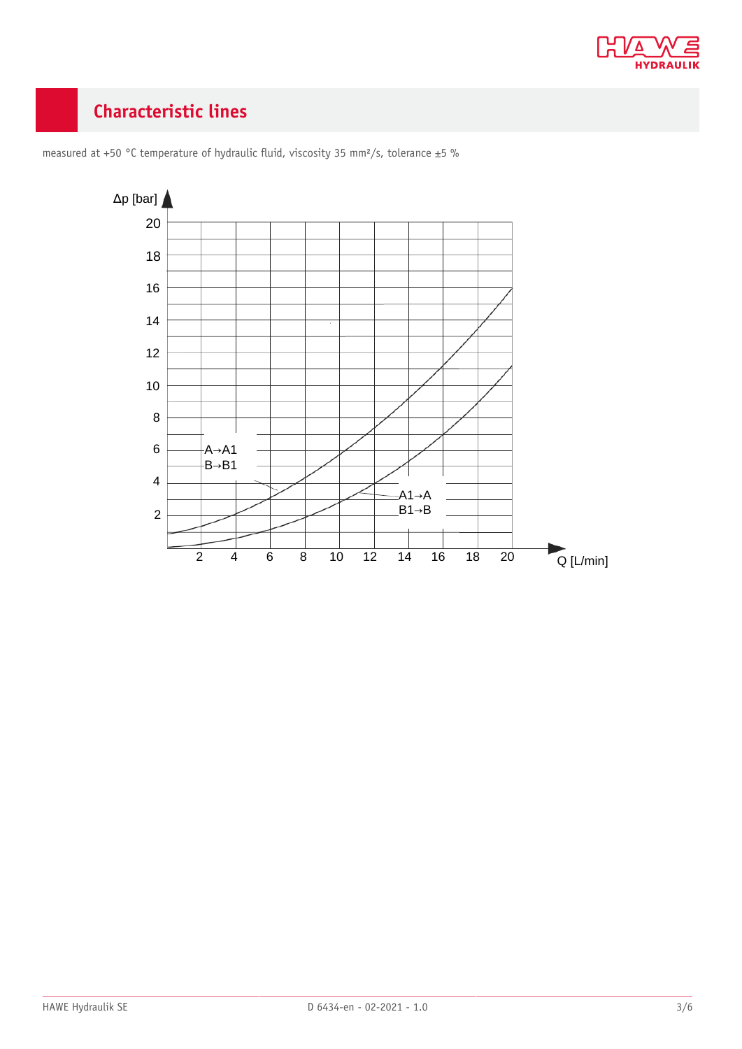## Characteristic lines

measured at +50 °C temperature of hydraulic fluid, viscosity 35 mm²/s, tolerance ±5 %

Δp [bar]

20
18
16
14
12
10
8
6
4
2

A→A1
B→B1

A1→A
B1→B

2 4 6 8 10 12 14 16 18 20

Q [L/min]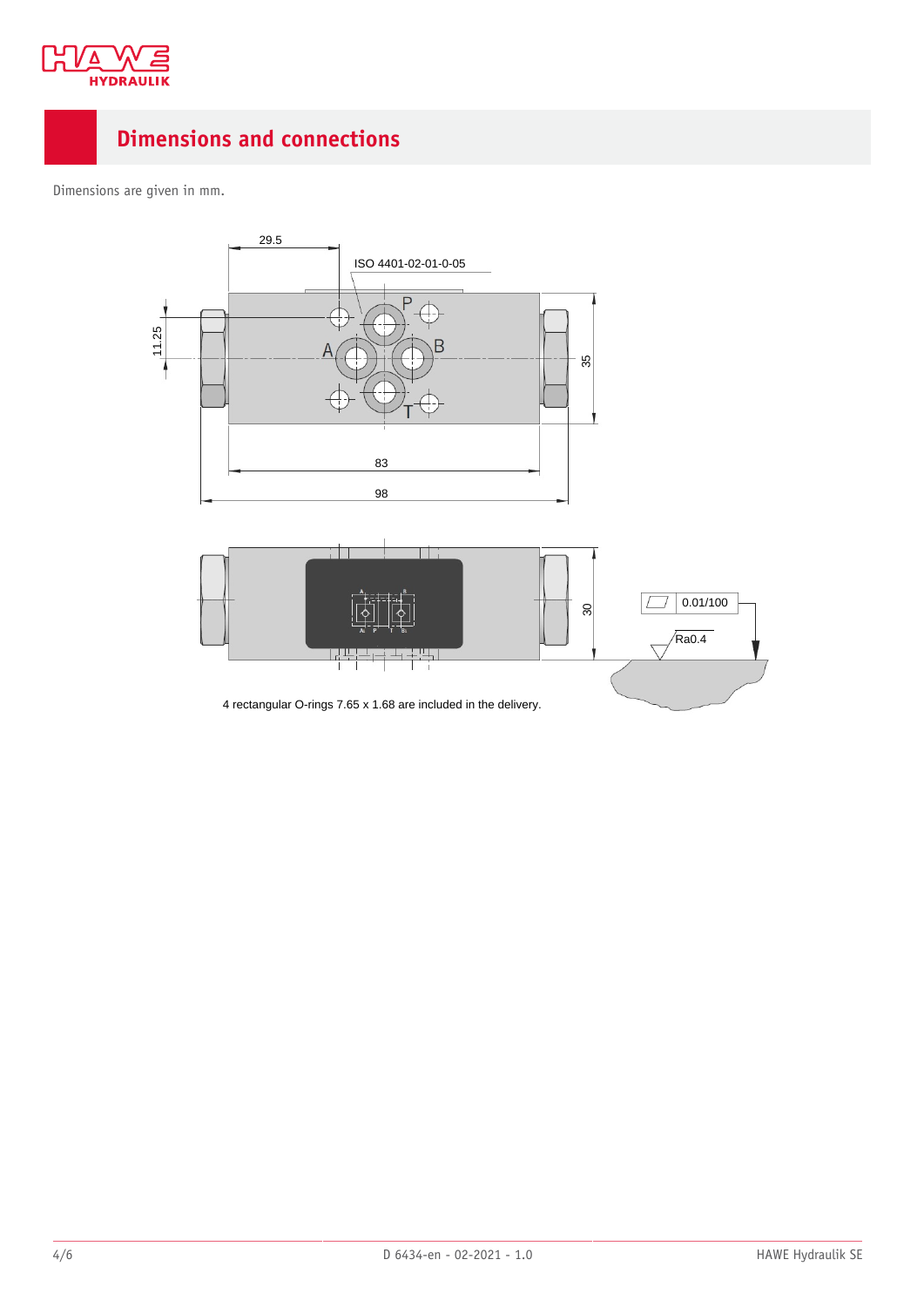## Dimensions and connections

Dimensions are given in mm.

29.5

ISO 4401-02-01-0-05

11.25

35

83

98

30

0.01/100

Ra0.4

4 rectangular O-rings 7.65 x 1.68 are included in the delivery.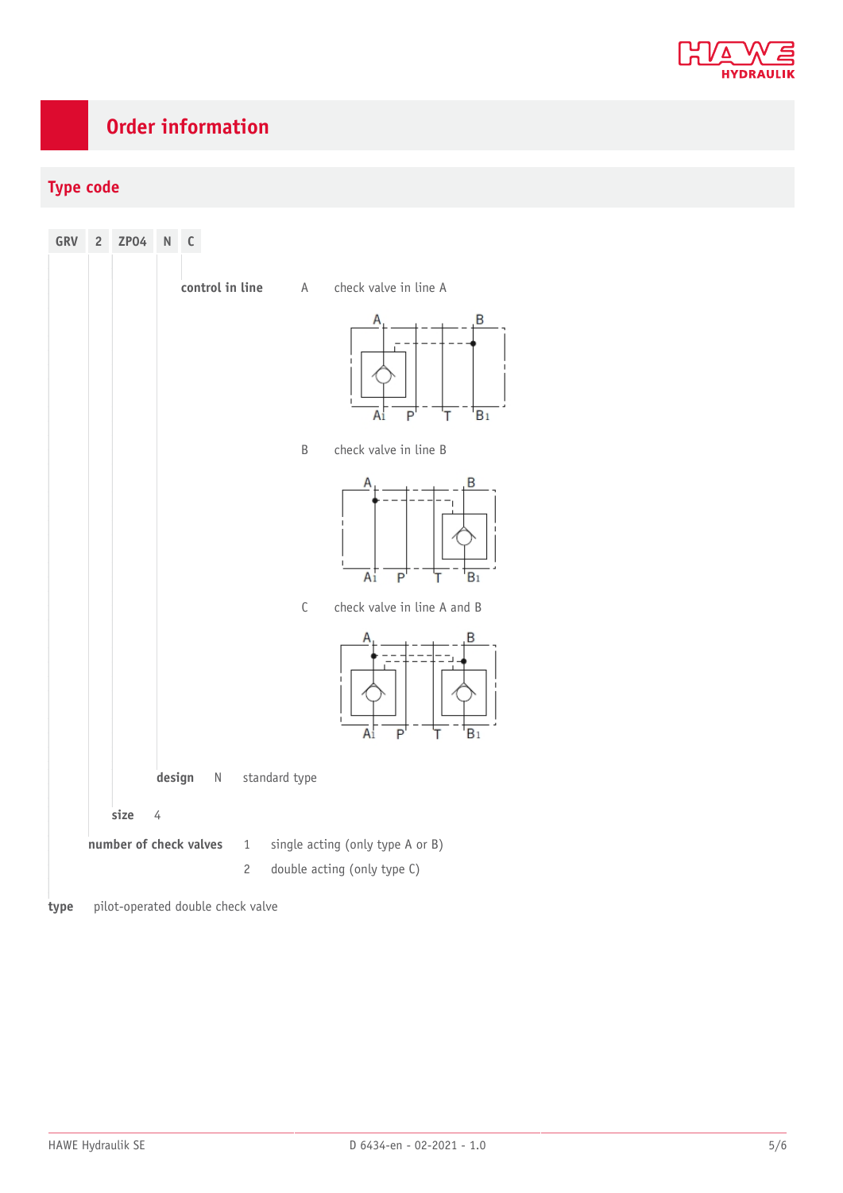# Order information

## Type code

| GRV | 2 | ZP04 | N | C |
|---|---|---|---|---|

**control in line**

| | |
|---|---|
| A | check valve in line A |
| B | check valve in line B |
| C | check valve in line A and B |

**design**

| | |
|---|---|
| N | standard type |

**size** 4

**number of check valves**

| | |
|---|---|
| 1 | single acting (only type A or B) |
| 2 | double acting (only type C) |

**type** pilot-operated double check valve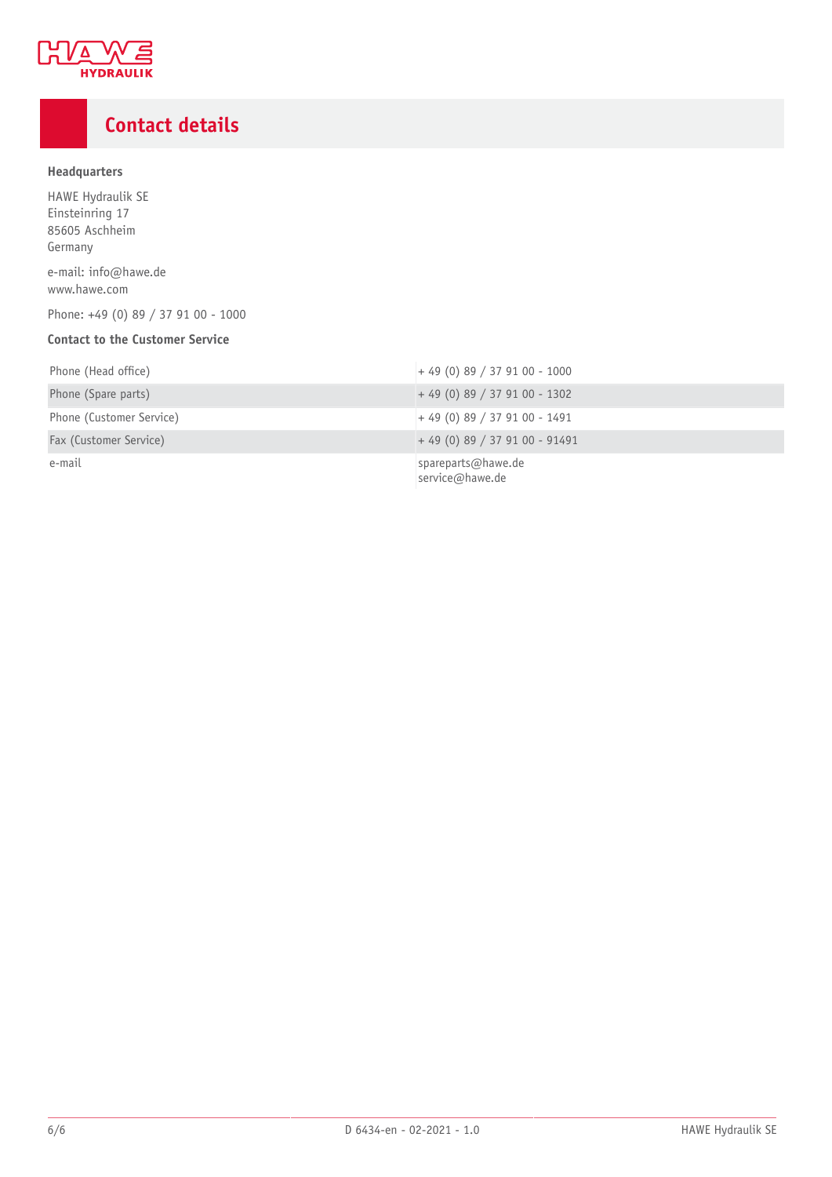# Contact details

**Headquarters**

HAWE Hydraulik SE
Einsteinring 17
85605 Aschheim
Germany

e-mail: info@hawe.de
www.hawe.com

Phone: +49 (0) 89 / 37 91 00 - 1000

**Contact to the Customer Service**

| | |
|---|---|
| Phone (Head office) | + 49 (0) 89 / 37 91 00 - 1000 |
| Phone (Spare parts) | + 49 (0) 89 / 37 91 00 - 1302 |
| Phone (Customer Service) | + 49 (0) 89 / 37 91 00 - 1491 |
| Fax (Customer Service) | + 49 (0) 89 / 37 91 00 - 91491 |
| e-mail | spareparts@hawe.de<br>service@hawe.de |